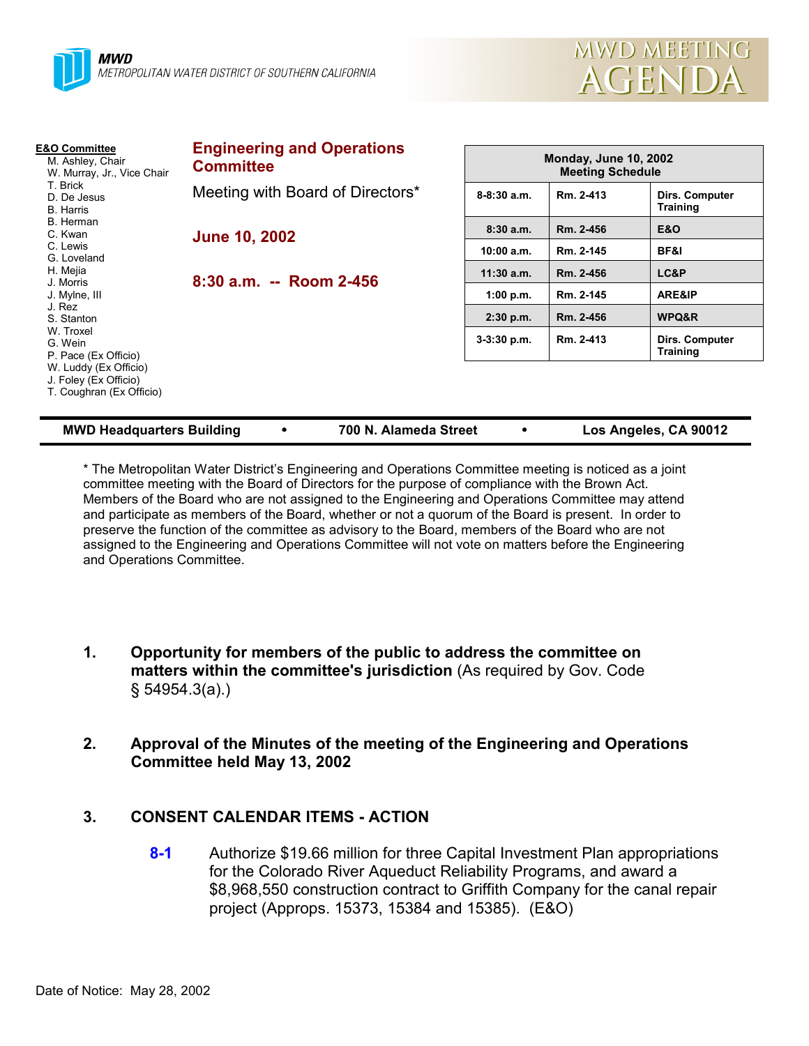MWD
METROPOLITAN WATER DISTRICT OF SOUTHERN CALIFORNIA

# MWD MEETING AGENDA

**E&O Committee**
M. Ashley, Chair
W. Murray, Jr., Vice Chair
T. Brick
D. De Jesus
B. Harris
B. Herman
C. Kwan
C. Lewis
G. Loveland
H. Mejia
J. Morris
J. Mylne, III
J. Rez
S. Stanton
W. Troxel
G. Wein
P. Pace (Ex Officio)
W. Luddy (Ex Officio)
J. Foley (Ex Officio)
T. Coughran (Ex Officio)

## Engineering and Operations Committee

Meeting with Board of Directors*

**June 10, 2002**

**8:30 a.m. -- Room 2-456**

| Monday, June 10, 2002 Meeting Schedule | | |
|---|---|---|
| 8-8:30 a.m. | Rm. 2-413 | Dirs. Computer Training |
| 8:30 a.m. | Rm. 2-456 | E&O |
| 10:00 a.m. | Rm. 2-145 | BF&I |
| 11:30 a.m. | Rm. 2-456 | LC&P |
| 1:00 p.m. | Rm. 2-145 | ARE&IP |
| 2:30 p.m. | Rm. 2-456 | WPQ&R |
| 3-3:30 p.m. | Rm. 2-413 | Dirs. Computer Training |

**MWD Headquarters Building • 700 N. Alameda Street • Los Angeles, CA 90012**

* The Metropolitan Water District's Engineering and Operations Committee meeting is noticed as a joint committee meeting with the Board of Directors for the purpose of compliance with the Brown Act. Members of the Board who are not assigned to the Engineering and Operations Committee may attend and participate as members of the Board, whether or not a quorum of the Board is present. In order to preserve the function of the committee as advisory to the Board, members of the Board who are not assigned to the Engineering and Operations Committee will not vote on matters before the Engineering and Operations Committee.

1. **Opportunity for members of the public to address the committee on matters within the committee's jurisdiction** (As required by Gov. Code § 54954.3(a).)

2. **Approval of the Minutes of the meeting of the Engineering and Operations Committee held May 13, 2002**

3. **CONSENT CALENDAR ITEMS - ACTION**

   **8-1** Authorize $19.66 million for three Capital Investment Plan appropriations for the Colorado River Aqueduct Reliability Programs, and award a $8,968,550 construction contract to Griffith Company for the canal repair project (Approps. 15373, 15384 and 15385). (E&O)

Date of Notice: May 28, 2002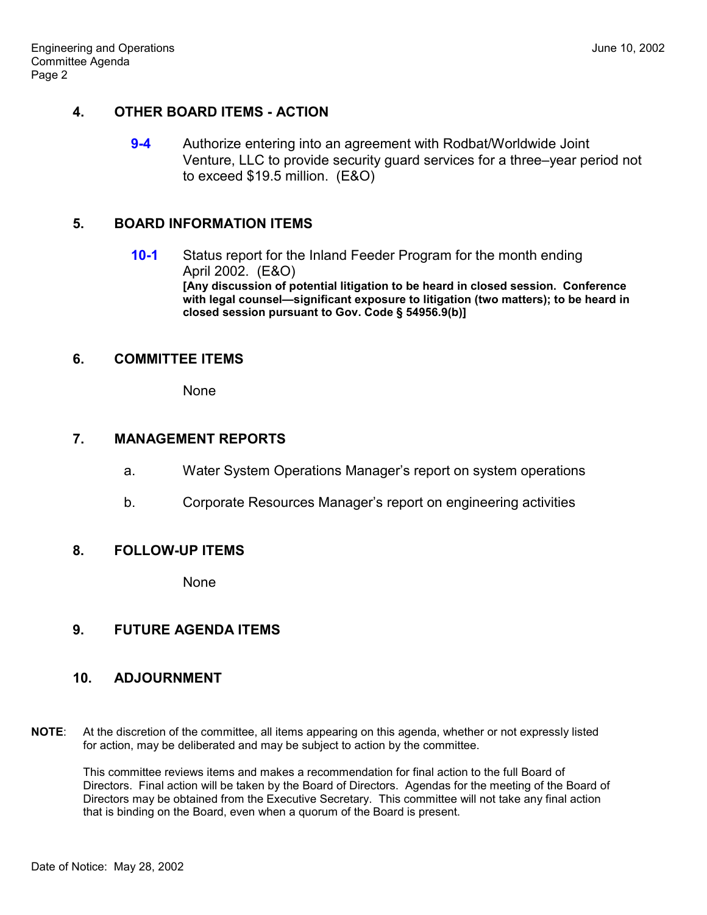## 4. OTHER BOARD ITEMS - ACTION

**9-4** Authorize entering into an agreement with Rodbat/Worldwide Joint Venture, LLC to provide security guard services for a three–year period not to exceed $19.5 million. (E&O)

## 5. BOARD INFORMATION ITEMS

**10-1** Status report for the Inland Feeder Program for the month ending April 2002. (E&O)
**[Any discussion of potential litigation to be heard in closed session. Conference with legal counsel—significant exposure to litigation (two matters); to be heard in closed session pursuant to Gov. Code § 54956.9(b)]**

## 6. COMMITTEE ITEMS

None

## 7. MANAGEMENT REPORTS

a. Water System Operations Manager's report on system operations

b. Corporate Resources Manager's report on engineering activities

## 8. FOLLOW-UP ITEMS

None

## 9. FUTURE AGENDA ITEMS

## 10. ADJOURNMENT

**NOTE**: At the discretion of the committee, all items appearing on this agenda, whether or not expressly listed for action, may be deliberated and may be subject to action by the committee.

This committee reviews items and makes a recommendation for final action to the full Board of Directors. Final action will be taken by the Board of Directors. Agendas for the meeting of the Board of Directors may be obtained from the Executive Secretary. This committee will not take any final action that is binding on the Board, even when a quorum of the Board is present.

Date of Notice: May 28, 2002